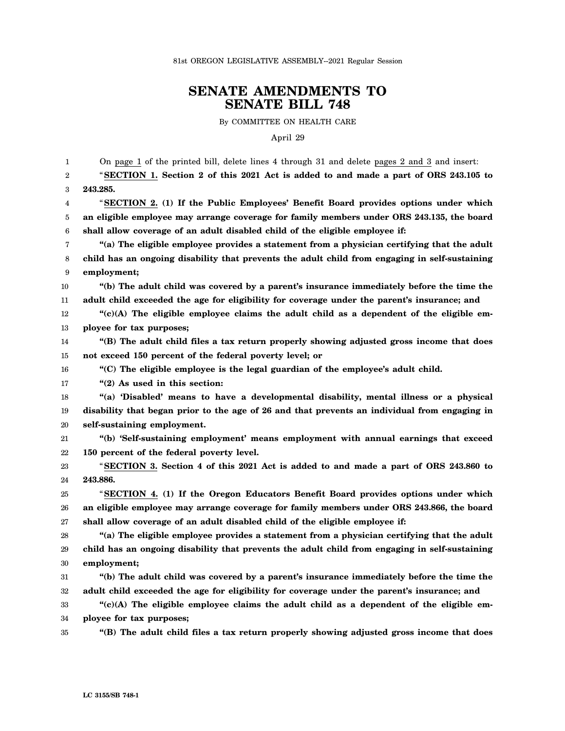81st OREGON LEGISLATIVE ASSEMBLY--2021 Regular Session

# SENATE AMENDMENTS TO SENATE BILL 748

By COMMITTEE ON HEALTH CARE

April 29

On page 1 of the printed bill, delete lines 4 through 31 and delete pages 2 and 3 and insert:

"**SECTION 1. Section 2 of this 2021 Act is added to and made a part of ORS 243.105 to 243.285.**

"**SECTION 2. (1) If the Public Employees' Benefit Board provides options under which an eligible employee may arrange coverage for family members under ORS 243.135, the board shall allow coverage of an adult disabled child of the eligible employee if:**

**"(a) The eligible employee provides a statement from a physician certifying that the adult child has an ongoing disability that prevents the adult child from engaging in self-sustaining employment;**

**"(b) The adult child was covered by a parent's insurance immediately before the time the adult child exceeded the age for eligibility for coverage under the parent's insurance; and**

**"(c)(A) The eligible employee claims the adult child as a dependent of the eligible employee for tax purposes;**

**"(B) The adult child files a tax return properly showing adjusted gross income that does not exceed 150 percent of the federal poverty level; or**

**"(C) The eligible employee is the legal guardian of the employee's adult child.**

**"(2) As used in this section:**

**"(a) 'Disabled' means to have a developmental disability, mental illness or a physical disability that began prior to the age of 26 and that prevents an individual from engaging in self-sustaining employment.**

**"(b) 'Self-sustaining employment' means employment with annual earnings that exceed 150 percent of the federal poverty level.**

"**SECTION 3. Section 4 of this 2021 Act is added to and made a part of ORS 243.860 to 243.886.**

"**SECTION 4. (1) If the Oregon Educators Benefit Board provides options under which an eligible employee may arrange coverage for family members under ORS 243.866, the board shall allow coverage of an adult disabled child of the eligible employee if:**

**"(a) The eligible employee provides a statement from a physician certifying that the adult child has an ongoing disability that prevents the adult child from engaging in self-sustaining employment;**

**"(b) The adult child was covered by a parent's insurance immediately before the time the adult child exceeded the age for eligibility for coverage under the parent's insurance; and**

**"(c)(A) The eligible employee claims the adult child as a dependent of the eligible employee for tax purposes;**

**"(B) The adult child files a tax return properly showing adjusted gross income that does**

LC 3155/SB 748-1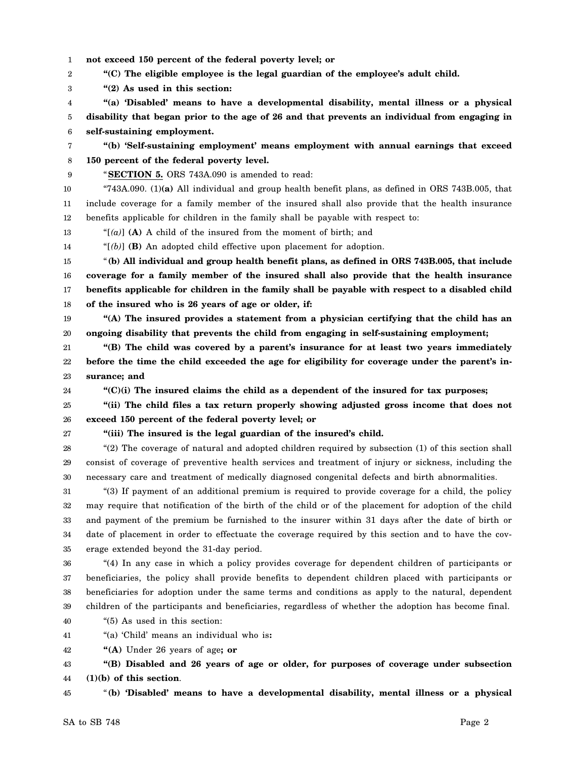**not exceed 150 percent of the federal poverty level; or**

**"(C) The eligible employee is the legal guardian of the employee's adult child.**

**"(2) As used in this section:**

**"(a) 'Disabled' means to have a developmental disability, mental illness or a physical disability that began prior to the age of 26 and that prevents an individual from engaging in self-sustaining employment.**

**"(b) 'Self-sustaining employment' means employment with annual earnings that exceed 150 percent of the federal poverty level.**

"**SECTION 5.** ORS 743A.090 is amended to read:

"743A.090. (1)**(a)** All individual and group health benefit plans, as defined in ORS 743B.005, that include coverage for a family member of the insured shall also provide that the health insurance benefits applicable for children in the family shall be payable with respect to:

"[*(a)*] **(A)** A child of the insured from the moment of birth; and

"[*(b)*] **(B)** An adopted child effective upon placement for adoption.

"**(b) All individual and group health benefit plans, as defined in ORS 743B.005, that include coverage for a family member of the insured shall also provide that the health insurance benefits applicable for children in the family shall be payable with respect to a disabled child of the insured who is 26 years of age or older, if:**

**"(A) The insured provides a statement from a physician certifying that the child has an ongoing disability that prevents the child from engaging in self-sustaining employment;**

**"(B) The child was covered by a parent's insurance for at least two years immediately before the time the child exceeded the age for eligibility for coverage under the parent's insurance; and**

**"(C)(i) The insured claims the child as a dependent of the insured for tax purposes;**

**"(ii) The child files a tax return properly showing adjusted gross income that does not exceed 150 percent of the federal poverty level; or**

**"(iii) The insured is the legal guardian of the insured's child.**

"(2) The coverage of natural and adopted children required by subsection (1) of this section shall consist of coverage of preventive health services and treatment of injury or sickness, including the necessary care and treatment of medically diagnosed congenital defects and birth abnormalities.

"(3) If payment of an additional premium is required to provide coverage for a child, the policy may require that notification of the birth of the child or of the placement for adoption of the child and payment of the premium be furnished to the insurer within 31 days after the date of birth or date of placement in order to effectuate the coverage required by this section and to have the coverage extended beyond the 31-day period.

"(4) In any case in which a policy provides coverage for dependent children of participants or beneficiaries, the policy shall provide benefits to dependent children placed with participants or beneficiaries for adoption under the same terms and conditions as apply to the natural, dependent children of the participants and beneficiaries, regardless of whether the adoption has become final.

"(5) As used in this section:

"(a) 'Child' means an individual who is**:**

**"(A)** Under 26 years of age**; or**

**"(B) Disabled and 26 years of age or older, for purposes of coverage under subsection (1)(b) of this section**.

"**(b) 'Disabled' means to have a developmental disability, mental illness or a physical**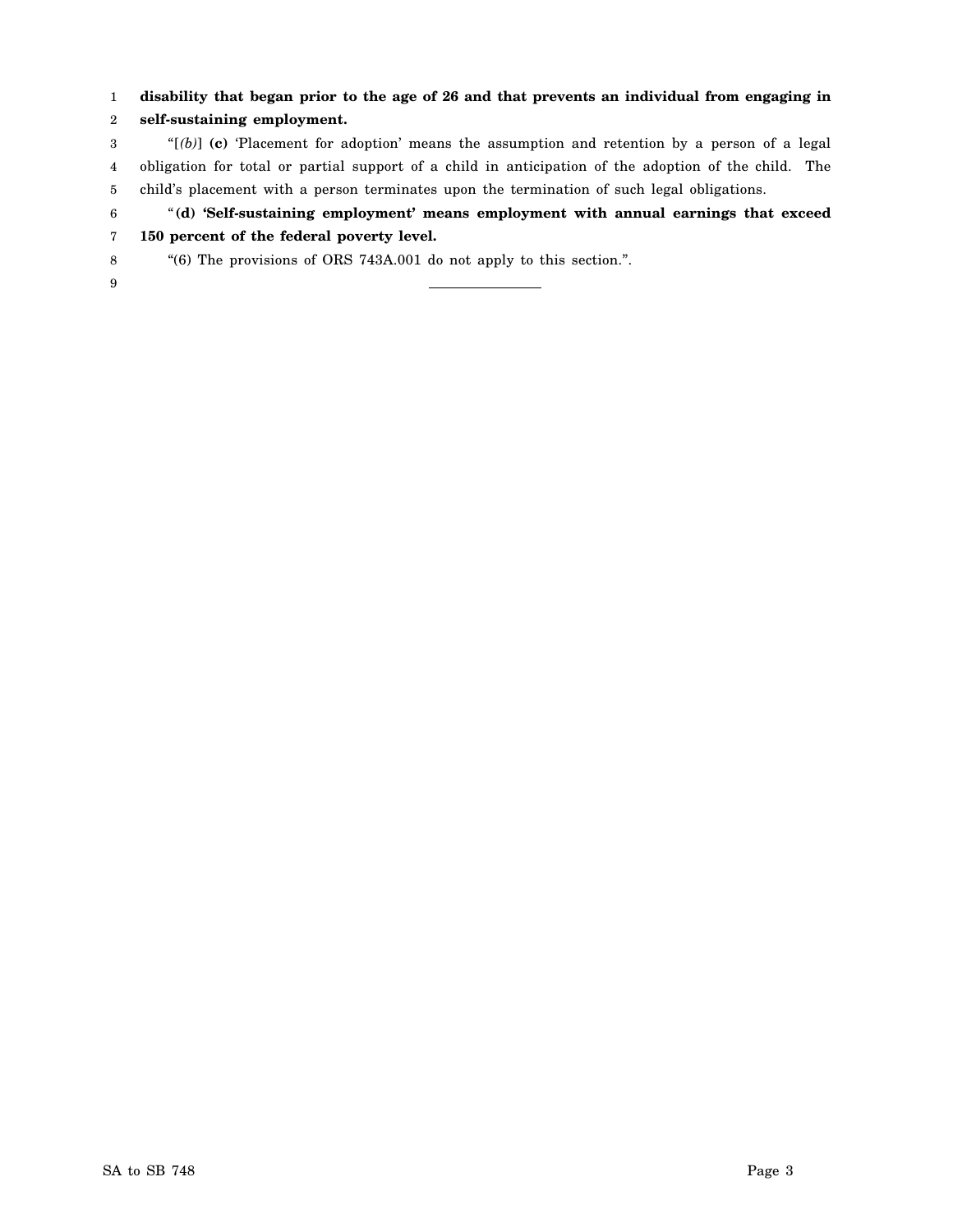**disability that began prior to the age of 26 and that prevents an individual from engaging in self-sustaining employment.**

"[*(b)*] **(c)** 'Placement for adoption' means the assumption and retention by a person of a legal obligation for total or partial support of a child in anticipation of the adoption of the child. The child's placement with a person terminates upon the termination of such legal obligations.

"**(d) 'Self-sustaining employment' means employment with annual earnings that exceed 150 percent of the federal poverty level.**

"(6) The provisions of ORS 743A.001 do not apply to this section.".